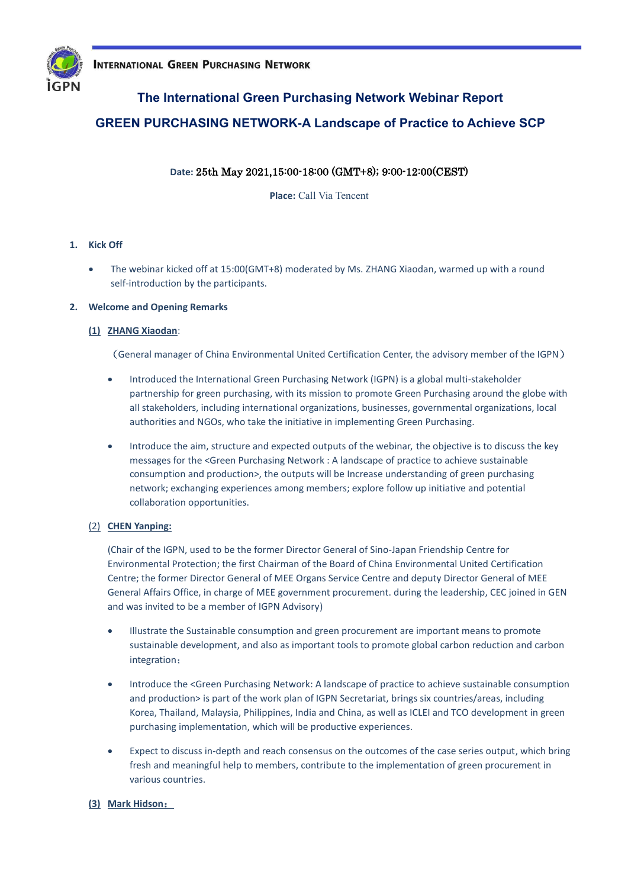INTERNATIONAL GREEN PURCHASING NETWORK

# The International Green Purchasing Network Webinar Report

## GREEN PURCHASING NETWORK-A Landscape of Practice to Achieve SCP

**Date:** 25th May 2021,15:00-18:00 (GMT+8); 9:00-12:00(CEST)

**Place:** Call Via Tencent

1. **Kick Off**

   - The webinar kicked off at 15:00(GMT+8) moderated by Ms. ZHANG Xiaodan, warmed up with a round self-introduction by the participants.

2. **Welcome and Opening Remarks**

   **(1) ZHANG Xiaodan**:

   （General manager of China Environmental United Certification Center, the advisory member of the IGPN）

   - Introduced the International Green Purchasing Network (IGPN) is a global multi-stakeholder partnership for green purchasing, with its mission to promote Green Purchasing around the globe with all stakeholders, including international organizations, businesses, governmental organizations, local authorities and NGOs, who take the initiative in implementing Green Purchasing.
   - Introduce the aim, structure and expected outputs of the webinar, the objective is to discuss the key messages for the <Green Purchasing Network : A landscape of practice to achieve sustainable consumption and production>, the outputs will be Increase understanding of green purchasing network; exchanging experiences among members; explore follow up initiative and potential collaboration opportunities.

   (2) **CHEN Yanping:**

   (Chair of the IGPN, used to be the former Director General of Sino-Japan Friendship Centre for Environmental Protection; the first Chairman of the Board of China Environmental United Certification Centre; the former Director General of MEE Organs Service Centre and deputy Director General of MEE General Affairs Office, in charge of MEE government procurement. during the leadership, CEC joined in GEN and was invited to be a member of IGPN Advisory)

   - Illustrate the Sustainable consumption and green procurement are important means to promote sustainable development, and also as important tools to promote global carbon reduction and carbon integration；
   - Introduce the <Green Purchasing Network: A landscape of practice to achieve sustainable consumption and production> is part of the work plan of IGPN Secretariat, brings six countries/areas, including Korea, Thailand, Malaysia, Philippines, India and China, as well as ICLEI and TCO development in green purchasing implementation, which will be productive experiences.
   - Expect to discuss in-depth and reach consensus on the outcomes of the case series output, which bring fresh and meaningful help to members, contribute to the implementation of green procurement in various countries.

   **(3) Mark Hidson：**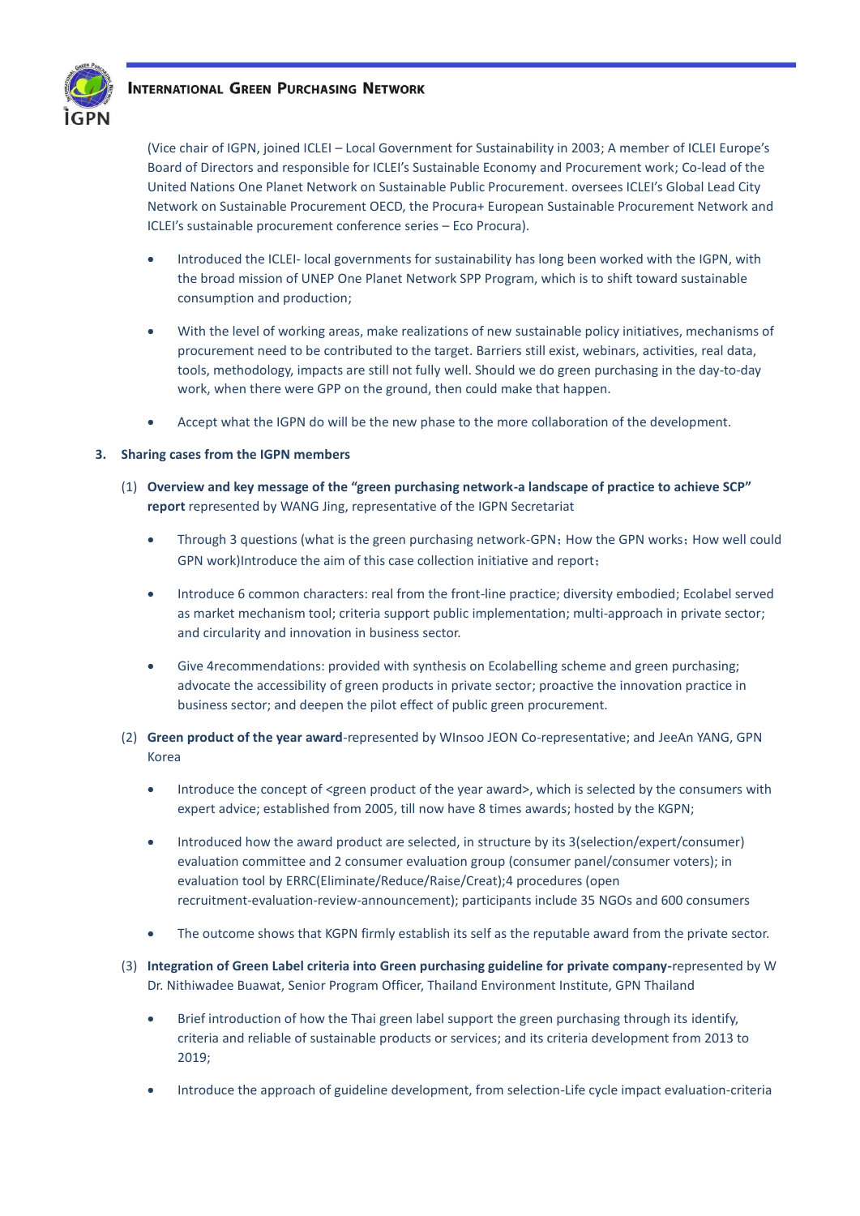(Vice chair of IGPN, joined ICLEI – Local Government for Sustainability in 2003; A member of ICLEI Europe's Board of Directors and responsible for ICLEI's Sustainable Economy and Procurement work; Co-lead of the United Nations One Planet Network on Sustainable Public Procurement. oversees ICLEI's Global Lead City Network on Sustainable Procurement OECD, the Procura+ European Sustainable Procurement Network and ICLEI's sustainable procurement conference series – Eco Procura).

- Introduced the ICLEI- local governments for sustainability has long been worked with the IGPN, with the broad mission of UNEP One Planet Network SPP Program, which is to shift toward sustainable consumption and production;
- With the level of working areas, make realizations of new sustainable policy initiatives, mechanisms of procurement need to be contributed to the target. Barriers still exist, webinars, activities, real data, tools, methodology, impacts are still not fully well. Should we do green purchasing in the day-to-day work, when there were GPP on the ground, then could make that happen.
- Accept what the IGPN do will be the new phase to the more collaboration of the development.

**3. Sharing cases from the IGPN members**

(1) **Overview and key message of the "green purchasing network-a landscape of practice to achieve SCP" report** represented by WANG Jing, representative of the IGPN Secretariat

- Through 3 questions (what is the green purchasing network-GPN；How the GPN works；How well could GPN work)Introduce the aim of this case collection initiative and report；
- Introduce 6 common characters: real from the front-line practice; diversity embodied; Ecolabel served as market mechanism tool; criteria support public implementation; multi-approach in private sector; and circularity and innovation in business sector.
- Give 4recommendations: provided with synthesis on Ecolabelling scheme and green purchasing; advocate the accessibility of green products in private sector; proactive the innovation practice in business sector; and deepen the pilot effect of public green procurement.

(2) **Green product of the year award**-represented by WInsoo JEON Co-representative; and JeeAn YANG, GPN Korea

- Introduce the concept of <green product of the year award>, which is selected by the consumers with expert advice; established from 2005, till now have 8 times awards; hosted by the KGPN;
- Introduced how the award product are selected, in structure by its 3(selection/expert/consumer) evaluation committee and 2 consumer evaluation group (consumer panel/consumer voters); in evaluation tool by ERRC(Eliminate/Reduce/Raise/Creat);4 procedures (open recruitment-evaluation-review-announcement); participants include 35 NGOs and 600 consumers
- The outcome shows that KGPN firmly establish its self as the reputable award from the private sector.

(3) **Integration of Green Label criteria into Green purchasing guideline for private company-**represented by W Dr. Nithiwadee Buawat, Senior Program Officer, Thailand Environment Institute, GPN Thailand

- Brief introduction of how the Thai green label support the green purchasing through its identify, criteria and reliable of sustainable products or services; and its criteria development from 2013 to 2019;
- Introduce the approach of guideline development, from selection-Life cycle impact evaluation-criteria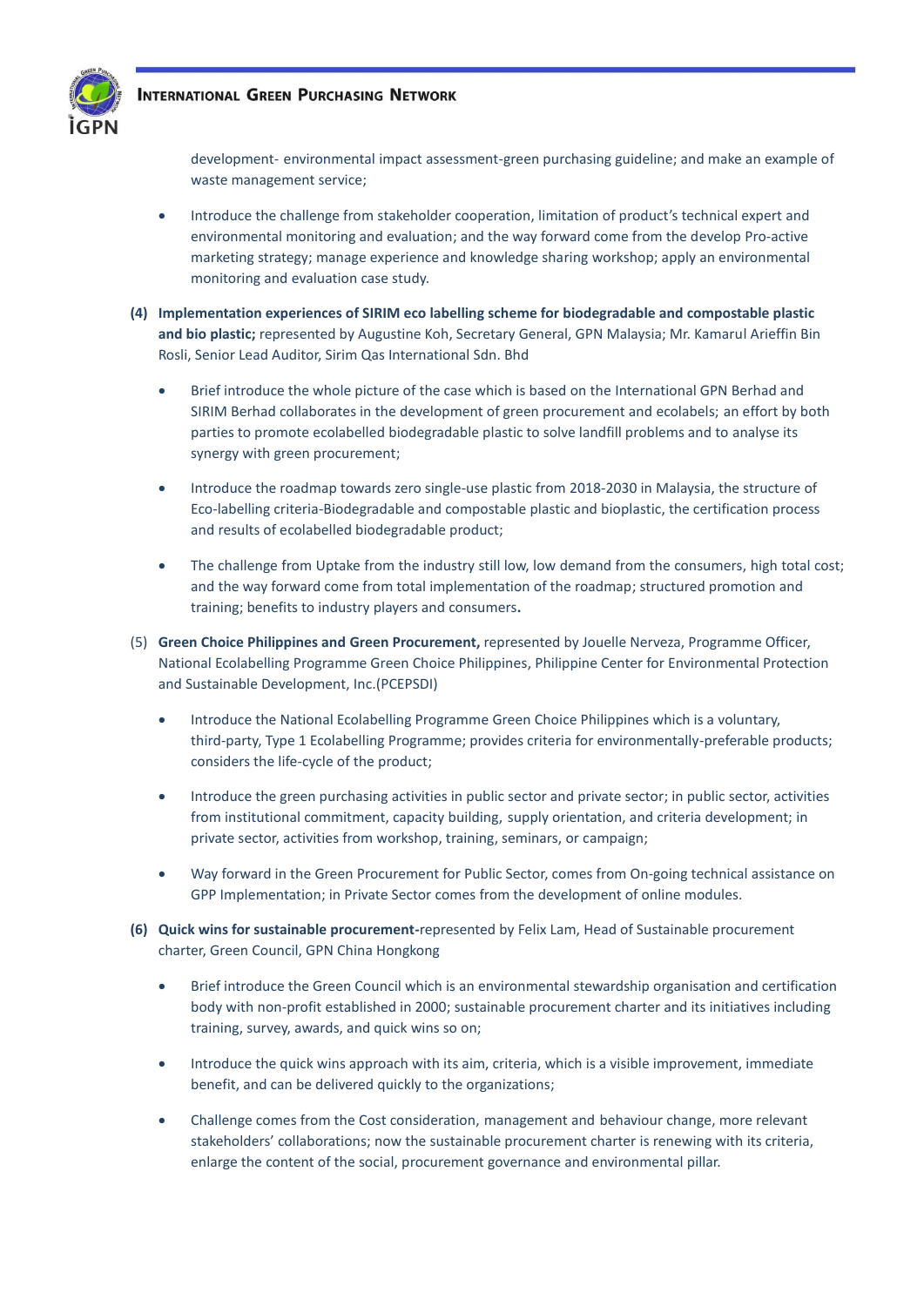development- environmental impact assessment-green purchasing guideline; and make an example of waste management service;

- Introduce the challenge from stakeholder cooperation, limitation of product's technical expert and environmental monitoring and evaluation; and the way forward come from the develop Pro-active marketing strategy; manage experience and knowledge sharing workshop; apply an environmental monitoring and evaluation case study.

**(4) Implementation experiences of SIRIM eco labelling scheme for biodegradable and compostable plastic and bio plastic;** represented by Augustine Koh, Secretary General, GPN Malaysia; Mr. Kamarul Arieffin Bin Rosli, Senior Lead Auditor, Sirim Qas International Sdn. Bhd

- Brief introduce the whole picture of the case which is based on the International GPN Berhad and SIRIM Berhad collaborates in the development of green procurement and ecolabels; an effort by both parties to promote ecolabelled biodegradable plastic to solve landfill problems and to analyse its synergy with green procurement;

- Introduce the roadmap towards zero single-use plastic from 2018-2030 in Malaysia, the structure of Eco-labelling criteria-Biodegradable and compostable plastic and bioplastic, the certification process and results of ecolabelled biodegradable product;

- The challenge from Uptake from the industry still low, low demand from the consumers, high total cost; and the way forward come from total implementation of the roadmap; structured promotion and training; benefits to industry players and consumers**.**

(5) **Green Choice Philippines and Green Procurement,** represented by Jouelle Nerveza, Programme Officer, National Ecolabelling Programme Green Choice Philippines, Philippine Center for Environmental Protection and Sustainable Development, Inc.(PCEPSDI)

- Introduce the National Ecolabelling Programme Green Choice Philippines which is a voluntary, third-party, Type 1 Ecolabelling Programme; provides criteria for environmentally-preferable products; considers the life-cycle of the product;

- Introduce the green purchasing activities in public sector and private sector; in public sector, activities from institutional commitment, capacity building, supply orientation, and criteria development; in private sector, activities from workshop, training, seminars, or campaign;

- Way forward in the Green Procurement for Public Sector, comes from On-going technical assistance on GPP Implementation; in Private Sector comes from the development of online modules.

**(6) Quick wins for sustainable procurement-**represented by Felix Lam, Head of Sustainable procurement charter, Green Council, GPN China Hongkong

- Brief introduce the Green Council which is an environmental stewardship organisation and certification body with non-profit established in 2000; sustainable procurement charter and its initiatives including training, survey, awards, and quick wins so on;

- Introduce the quick wins approach with its aim, criteria, which is a visible improvement, immediate benefit, and can be delivered quickly to the organizations;

- Challenge comes from the Cost consideration, management and behaviour change, more relevant stakeholders' collaborations; now the sustainable procurement charter is renewing with its criteria, enlarge the content of the social, procurement governance and environmental pillar.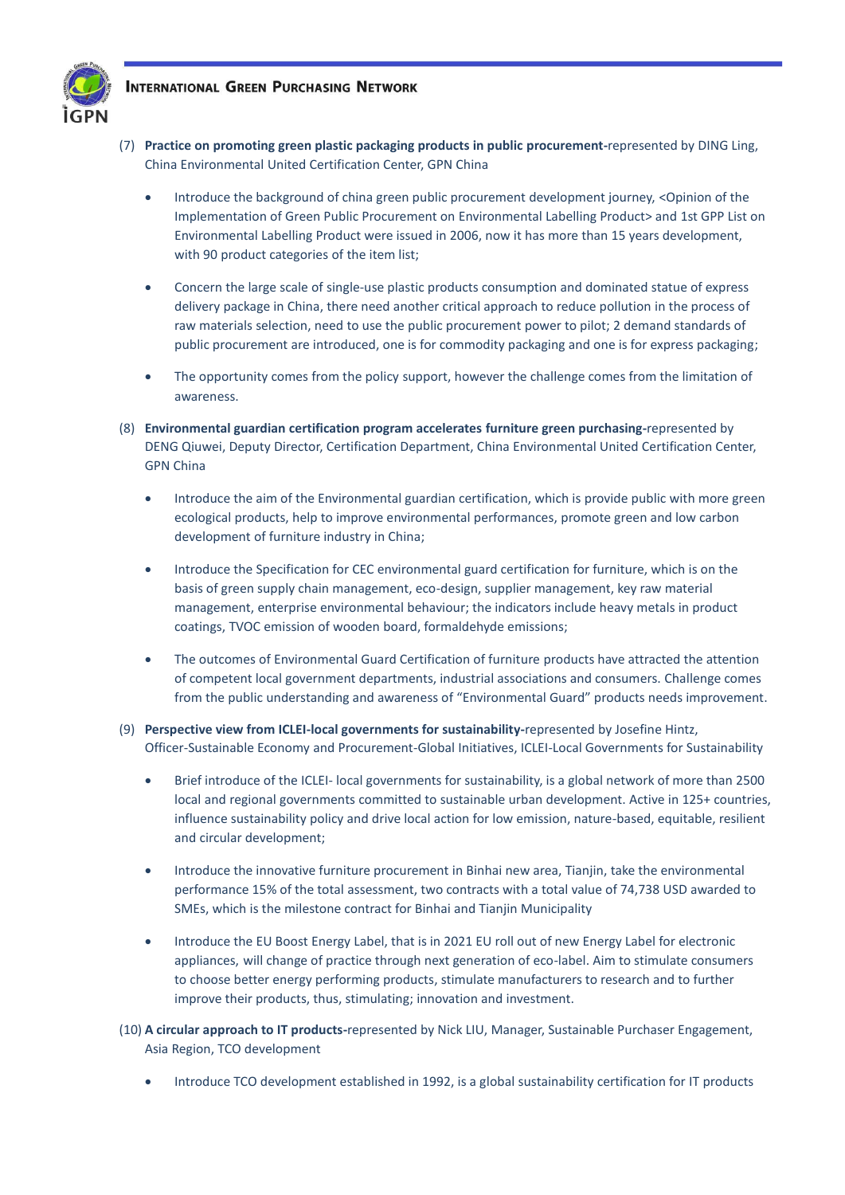(7) **Practice on promoting green plastic packaging products in public procurement-**represented by DING Ling, China Environmental United Certification Center, GPN China

- Introduce the background of china green public procurement development journey, <Opinion of the Implementation of Green Public Procurement on Environmental Labelling Product> and 1st GPP List on Environmental Labelling Product were issued in 2006, now it has more than 15 years development, with 90 product categories of the item list;
- Concern the large scale of single-use plastic products consumption and dominated statue of express delivery package in China, there need another critical approach to reduce pollution in the process of raw materials selection, need to use the public procurement power to pilot; 2 demand standards of public procurement are introduced, one is for commodity packaging and one is for express packaging;
- The opportunity comes from the policy support, however the challenge comes from the limitation of awareness.

(8) **Environmental guardian certification program accelerates furniture green purchasing-**represented by DENG Qiuwei, Deputy Director, Certification Department, China Environmental United Certification Center, GPN China

- Introduce the aim of the Environmental guardian certification, which is provide public with more green ecological products, help to improve environmental performances, promote green and low carbon development of furniture industry in China;
- Introduce the Specification for CEC environmental guard certification for furniture, which is on the basis of green supply chain management, eco-design, supplier management, key raw material management, enterprise environmental behaviour; the indicators include heavy metals in product coatings, TVOC emission of wooden board, formaldehyde emissions;
- The outcomes of Environmental Guard Certification of furniture products have attracted the attention of competent local government departments, industrial associations and consumers. Challenge comes from the public understanding and awareness of "Environmental Guard" products needs improvement.

(9) **Perspective view from ICLEI-local governments for sustainability-**represented by Josefine Hintz, Officer-Sustainable Economy and Procurement-Global Initiatives, ICLEI-Local Governments for Sustainability

- Brief introduce of the ICLEI- local governments for sustainability, is a global network of more than 2500 local and regional governments committed to sustainable urban development. Active in 125+ countries, influence sustainability policy and drive local action for low emission, nature-based, equitable, resilient and circular development;
- Introduce the innovative furniture procurement in Binhai new area, Tianjin, take the environmental performance 15% of the total assessment, two contracts with a total value of 74,738 USD awarded to SMEs, which is the milestone contract for Binhai and Tianjin Municipality
- Introduce the EU Boost Energy Label, that is in 2021 EU roll out of new Energy Label for electronic appliances, will change of practice through next generation of eco-label. Aim to stimulate consumers to choose better energy performing products, stimulate manufacturers to research and to further improve their products, thus, stimulating; innovation and investment.

(10) **A circular approach to IT products-**represented by Nick LIU, Manager, Sustainable Purchaser Engagement, Asia Region, TCO development

- Introduce TCO development established in 1992, is a global sustainability certification for IT products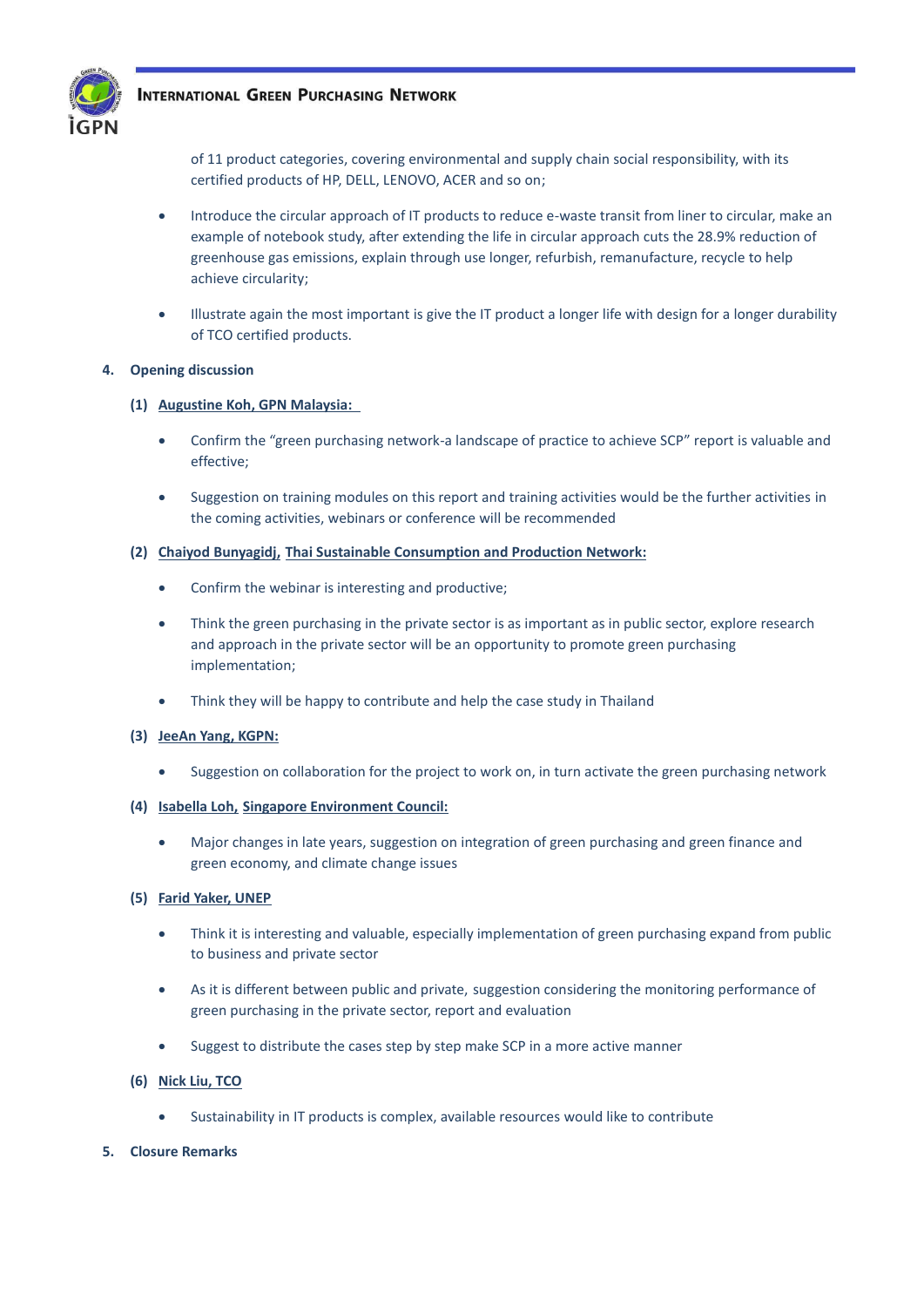of 11 product categories, covering environmental and supply chain social responsibility, with its certified products of HP, DELL, LENOVO, ACER and so on;

- Introduce the circular approach of IT products to reduce e-waste transit from liner to circular, make an example of notebook study, after extending the life in circular approach cuts the 28.9% reduction of greenhouse gas emissions, explain through use longer, refurbish, remanufacture, recycle to help achieve circularity;
- Illustrate again the most important is give the IT product a longer life with design for a longer durability of TCO certified products.

**4. Opening discussion**

**(1) Augustine Koh, GPN Malaysia:**

- Confirm the "green purchasing network-a landscape of practice to achieve SCP" report is valuable and effective;
- Suggestion on training modules on this report and training activities would be the further activities in the coming activities, webinars or conference will be recommended

**(2) Chaiyod Bunyagidj, Thai Sustainable Consumption and Production Network:**

- Confirm the webinar is interesting and productive;
- Think the green purchasing in the private sector is as important as in public sector, explore research and approach in the private sector will be an opportunity to promote green purchasing implementation;
- Think they will be happy to contribute and help the case study in Thailand

**(3) JeeAn Yang, KGPN:**

- Suggestion on collaboration for the project to work on, in turn activate the green purchasing network

**(4) Isabella Loh, Singapore Environment Council:**

- Major changes in late years, suggestion on integration of green purchasing and green finance and green economy, and climate change issues

**(5) Farid Yaker, UNEP**

- Think it is interesting and valuable, especially implementation of green purchasing expand from public to business and private sector
- As it is different between public and private, suggestion considering the monitoring performance of green purchasing in the private sector, report and evaluation
- Suggest to distribute the cases step by step make SCP in a more active manner

**(6) Nick Liu, TCO**

- Sustainability in IT products is complex, available resources would like to contribute

**5. Closure Remarks**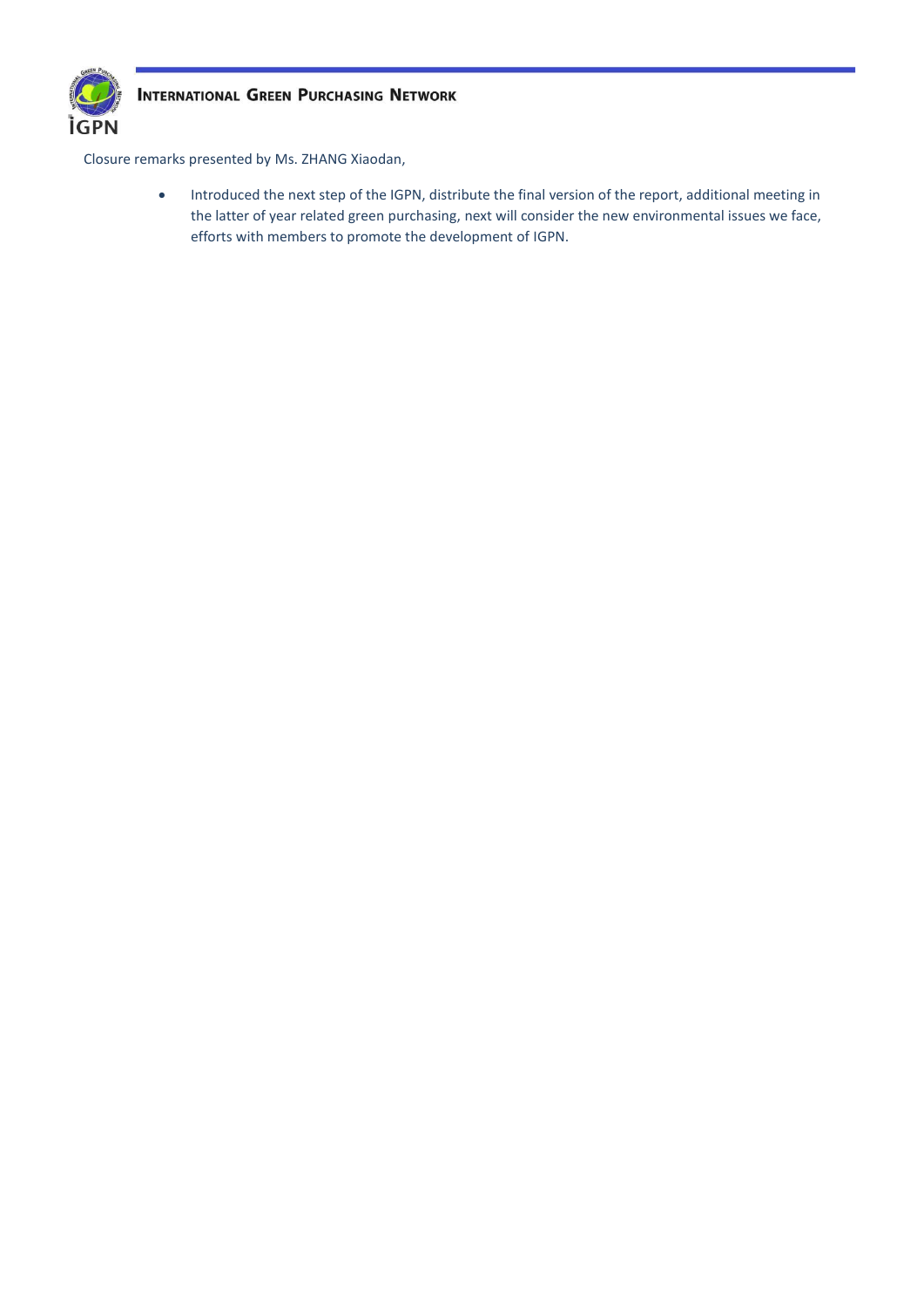Closure remarks presented by Ms. ZHANG Xiaodan,

- Introduced the next step of the IGPN, distribute the final version of the report, additional meeting in the latter of year related green purchasing, next will consider the new environmental issues we face, efforts with members to promote the development of IGPN.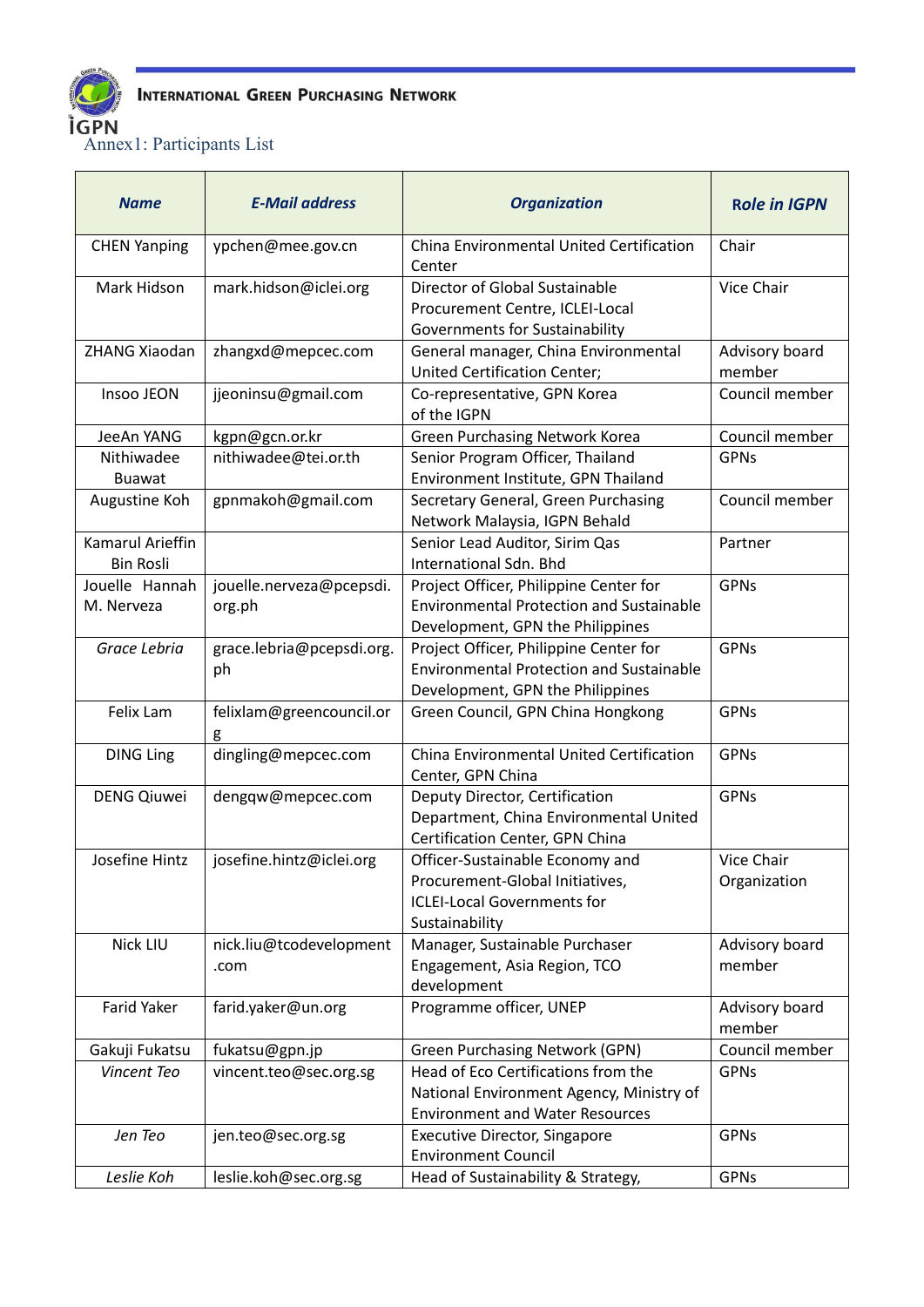INTERNATIONAL GREEN PURCHASING NETWORK

IGPN

Annex1: Participants List

| *Name* | *E-Mail address* | *Organization* | *Role in IGPN* |
|---|---|---|---|
| CHEN Yanping | ypchen@mee.gov.cn | China Environmental United Certification Center | Chair |
| Mark Hidson | mark.hidson@iclei.org | Director of Global Sustainable Procurement Centre, ICLEI-Local Governments for Sustainability | Vice Chair |
| ZHANG Xiaodan | zhangxd@mepcec.com | General manager, China Environmental United Certification Center; | Advisory board member |
| Insoo JEON | jjeoninsu@gmail.com | Co-representative, GPN Korea of the IGPN | Council member |
| JeeAn YANG | kgpn@gcn.or.kr | Green Purchasing Network Korea | Council member |
| Nithiwadee Buawat | nithiwadee@tei.or.th | Senior Program Officer, Thailand Environment Institute, GPN Thailand | GPNs |
| Augustine Koh | gpnmakoh@gmail.com | Secretary General, Green Purchasing Network Malaysia, IGPN Behald | Council member |
| Kamarul Arieffin Bin Rosli | | Senior Lead Auditor, Sirim Qas International Sdn. Bhd | Partner |
| Jouelle Hannah M. Nerveza | jouelle.nerveza@pcepsdi.org.ph | Project Officer, Philippine Center for Environmental Protection and Sustainable Development, GPN the Philippines | GPNs |
| *Grace Lebria* | grace.lebria@pcepsdi.org.ph | Project Officer, Philippine Center for Environmental Protection and Sustainable Development, GPN the Philippines | GPNs |
| Felix Lam | felixlam@greencouncil.org | Green Council, GPN China Hongkong | GPNs |
| DING Ling | dingling@mepcec.com | China Environmental United Certification Center, GPN China | GPNs |
| DENG Qiuwei | dengqw@mepcec.com | Deputy Director, Certification Department, China Environmental United Certification Center, GPN China | GPNs |
| Josefine Hintz | josefine.hintz@iclei.org | Officer-Sustainable Economy and Procurement-Global Initiatives, ICLEI-Local Governments for Sustainability | Vice Chair Organization |
| Nick LIU | nick.liu@tcodevelopment.com | Manager, Sustainable Purchaser Engagement, Asia Region, TCO development | Advisory board member |
| Farid Yaker | farid.yaker@un.org | Programme officer, UNEP | Advisory board member |
| Gakuji Fukatsu | fukatsu@gpn.jp | Green Purchasing Network (GPN) | Council member |
| *Vincent Teo* | vincent.teo@sec.org.sg | Head of Eco Certifications from the National Environment Agency, Ministry of Environment and Water Resources | GPNs |
| *Jen Teo* | jen.teo@sec.org.sg | Executive Director, Singapore Environment Council | GPNs |
| *Leslie Koh* | leslie.koh@sec.org.sg | Head of Sustainability & Strategy, | GPNs |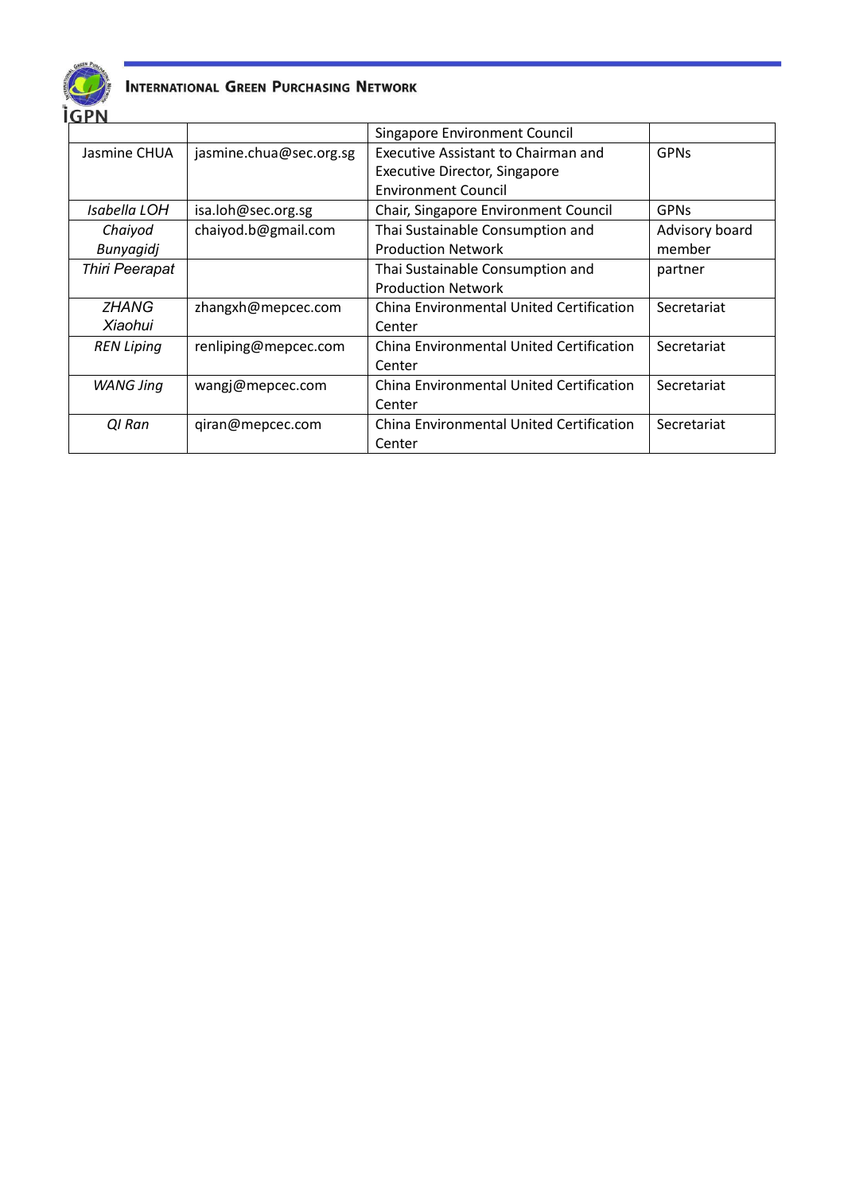| | | Singapore Environment Council | |
|---|---|---|---|
| Jasmine CHUA | jasmine.chua@sec.org.sg | Executive Assistant to Chairman and Executive Director, Singapore Environment Council | GPNs |
| *Isabella LOH* | isa.loh@sec.org.sg | Chair, Singapore Environment Council | GPNs |
| *Chaiyod Bunyagidj* | chaiyod.b@gmail.com | Thai Sustainable Consumption and Production Network | Advisory board member |
| *Thiri Peerapat* | | Thai Sustainable Consumption and Production Network | partner |
| *ZHANG Xiaohui* | zhangxh@mepcec.com | China Environmental United Certification Center | Secretariat |
| *REN Liping* | renliping@mepcec.com | China Environmental United Certification Center | Secretariat |
| *WANG Jing* | wangj@mepcec.com | China Environmental United Certification Center | Secretariat |
| *QI Ran* | qiran@mepcec.com | China Environmental United Certification Center | Secretariat |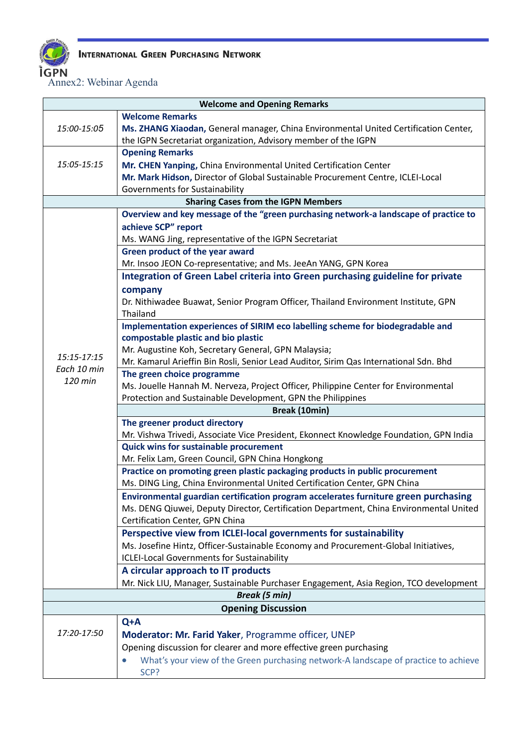**International Green Purchasing Network**

Annex2: Webinar Agenda

| Welcome and Opening Remarks | |
|---|---|
| *15:00-15:05* | **Welcome Remarks**<br>**Ms. ZHANG Xiaodan,** General manager, China Environmental United Certification Center, the IGPN Secretariat organization, Advisory member of the IGPN |
| *15:05-15:15* | **Opening Remarks**<br>**Mr. CHEN Yanping,** China Environmental United Certification Center<br>**Mr. Mark Hidson,** Director of Global Sustainable Procurement Centre, ICLEI-Local Governments for Sustainability |
| **Sharing Cases from the IGPN Members** | |
| *15:15-17:15*<br>*Each 10 min*<br>*120 min* | **Overview and key message of the "green purchasing network-a landscape of practice to achieve SCP" report**<br>Ms. WANG Jing, representative of the IGPN Secretariat |
| | **Green product of the year award**<br>Mr. Insoo JEON Co-representative; and Ms. JeeAn YANG, GPN Korea |
| | **Integration of Green Label criteria into Green purchasing guideline for private company**<br>Dr. Nithiwadee Buawat, Senior Program Officer, Thailand Environment Institute, GPN Thailand |
| | **Implementation experiences of SIRIM eco labelling scheme for biodegradable and compostable plastic and bio plastic**<br>Mr. Augustine Koh, Secretary General, GPN Malaysia;<br>Mr. Kamarul Arieffin Bin Rosli, Senior Lead Auditor, Sirim Qas International Sdn. Bhd |
| | **The green choice programme**<br>Ms. Jouelle Hannah M. Nerveza, Project Officer, Philippine Center for Environmental Protection and Sustainable Development, GPN the Philippines |
| | **Break (10min)** |
| | **The greener product directory**<br>Mr. Vishwa Trivedi, Associate Vice President, Ekonnect Knowledge Foundation, GPN India |
| | **Quick wins for sustainable procurement**<br>Mr. Felix Lam, Green Council, GPN China Hongkong |
| | **Practice on promoting green plastic packaging products in public procurement**<br>Ms. DING Ling, China Environmental United Certification Center, GPN China |
| | **Environmental guardian certification program accelerates furniture green purchasing**<br>Ms. DENG Qiuwei, Deputy Director, Certification Department, China Environmental United Certification Center, GPN China |
| | **Perspective view from ICLEI-local governments for sustainability**<br>Ms. Josefine Hintz, Officer-Sustainable Economy and Procurement-Global Initiatives, ICLEI-Local Governments for Sustainability |
| | **A circular approach to IT products**<br>Mr. Nick LIU, Manager, Sustainable Purchaser Engagement, Asia Region, TCO development |
| ***Break (5 min)*** | |
| **Opening Discussion** | |
| *17:20-17:50* | **Q+A**<br>**Moderator: Mr. Farid Yaker**, Programme officer, UNEP<br>Opening discussion for clearer and more effective green purchasing<br>• What's your view of the Green purchasing network-A landscape of practice to achieve SCP? |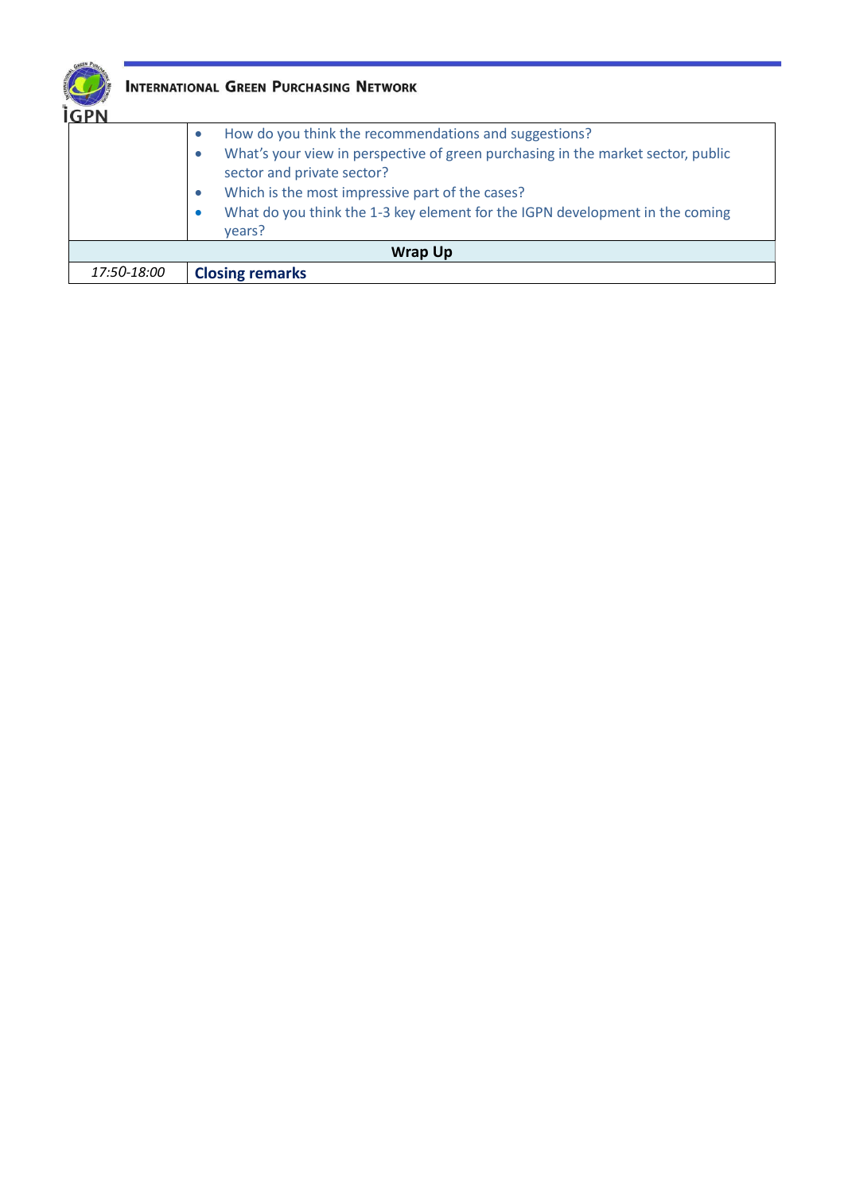| | |
|---|---|
| | • How do you think the recommendations and suggestions?<br>• What's your view in perspective of green purchasing in the market sector, public sector and private sector?<br>• Which is the most impressive part of the cases?<br>• What do you think the 1-3 key element for the IGPN development in the coming years? |
| **Wrap Up** | |
| *17:50-18:00* | **Closing remarks** |